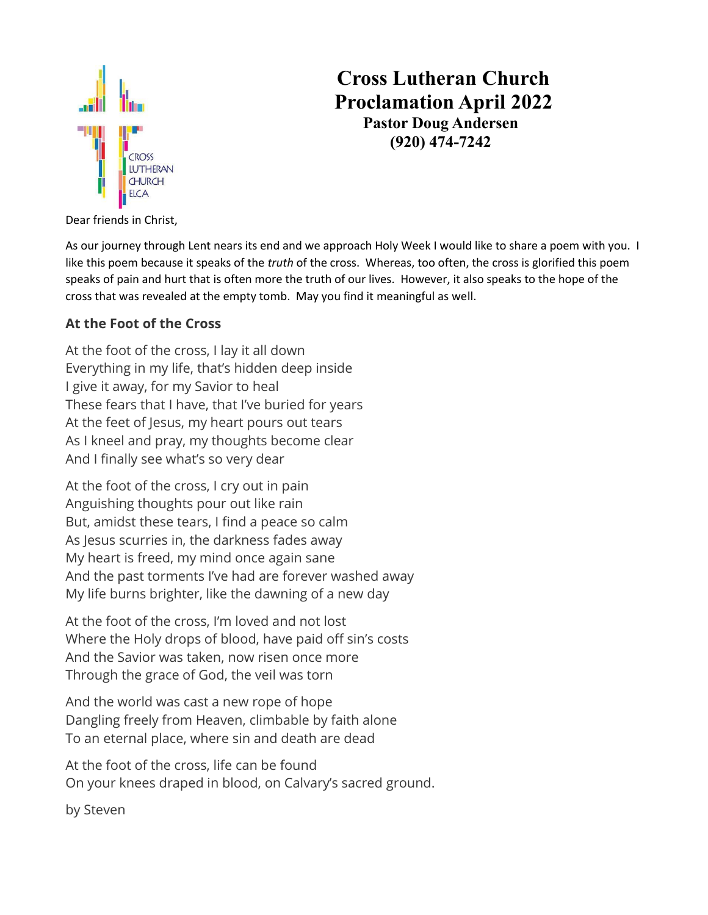# Cross Lutheran Church
# Proclamation April 2022
### Pastor Doug Andersen
### (920) 474-7242

CROSS LUTHERAN CHURCH ELCA

Dear friends in Christ,

As our journey through Lent nears its end and we approach Holy Week I would like to share a poem with you. I like this poem because it speaks of the *truth* of the cross. Whereas, too often, the cross is glorified this poem speaks of pain and hurt that is often more the truth of our lives. However, it also speaks to the hope of the cross that was revealed at the empty tomb. May you find it meaningful as well.

### At the Foot of the Cross

At the foot of the cross, I lay it all down
Everything in my life, that's hidden deep inside
I give it away, for my Savior to heal
These fears that I have, that I've buried for years
At the feet of Jesus, my heart pours out tears
As I kneel and pray, my thoughts become clear
And I finally see what's so very dear

At the foot of the cross, I cry out in pain
Anguishing thoughts pour out like rain
But, amidst these tears, I find a peace so calm
As Jesus scurries in, the darkness fades away
My heart is freed, my mind once again sane
And the past torments I've had are forever washed away
My life burns brighter, like the dawning of a new day

At the foot of the cross, I'm loved and not lost
Where the Holy drops of blood, have paid off sin's costs
And the Savior was taken, now risen once more
Through the grace of God, the veil was torn

And the world was cast a new rope of hope
Dangling freely from Heaven, climbable by faith alone
To an eternal place, where sin and death are dead

At the foot of the cross, life can be found
On your knees draped in blood, on Calvary's sacred ground.

by Steven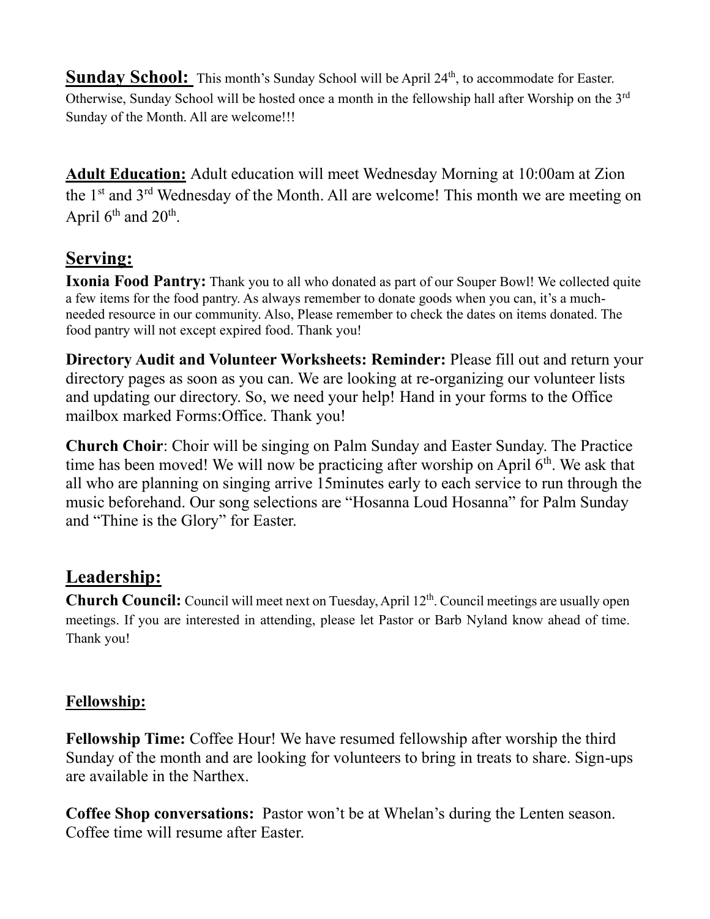**Sunday School:** This month's Sunday School will be April 24th, to accommodate for Easter. Otherwise, Sunday School will be hosted once a month in the fellowship hall after Worship on the 3rd Sunday of the Month. All are welcome!!!

**Adult Education:** Adult education will meet Wednesday Morning at 10:00am at Zion the 1st and 3rd Wednesday of the Month. All are welcome! This month we are meeting on April 6th and 20th.

## Serving:

**Ixonia Food Pantry:** Thank you to all who donated as part of our Souper Bowl! We collected quite a few items for the food pantry. As always remember to donate goods when you can, it's a much-needed resource in our community. Also, Please remember to check the dates on items donated. The food pantry will not except expired food. Thank you!

**Directory Audit and Volunteer Worksheets: Reminder:** Please fill out and return your directory pages as soon as you can. We are looking at re-organizing our volunteer lists and updating our directory. So, we need your help! Hand in your forms to the Office mailbox marked Forms:Office. Thank you!

**Church Choir**: Choir will be singing on Palm Sunday and Easter Sunday. The Practice time has been moved! We will now be practicing after worship on April 6th. We ask that all who are planning on singing arrive 15minutes early to each service to run through the music beforehand. Our song selections are "Hosanna Loud Hosanna" for Palm Sunday and "Thine is the Glory" for Easter.

## Leadership:

**Church Council:** Council will meet next on Tuesday, April 12th. Council meetings are usually open meetings. If you are interested in attending, please let Pastor or Barb Nyland know ahead of time. Thank you!

### Fellowship:

**Fellowship Time:** Coffee Hour! We have resumed fellowship after worship the third Sunday of the month and are looking for volunteers to bring in treats to share. Sign-ups are available in the Narthex.

**Coffee Shop conversations:** Pastor won't be at Whelan's during the Lenten season. Coffee time will resume after Easter.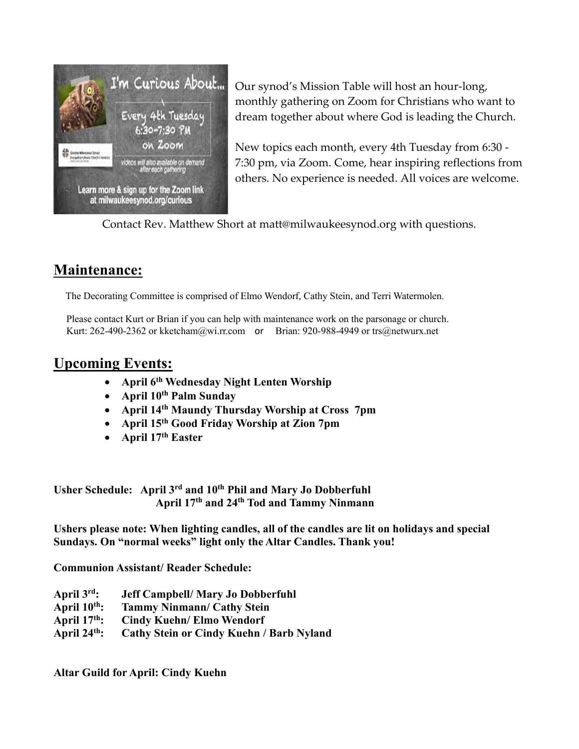Our synod's Mission Table will host an hour-long, monthly gathering on Zoom for Christians who want to dream together about where God is leading the Church.

New topics each month, every 4th Tuesday from 6:30 - 7:30 pm, via Zoom. Come, hear inspiring reflections from others. No experience is needed. All voices are welcome.

Contact Rev. Matthew Short at matt@milwaukeesynod.org with questions.

## Maintenance:

The Decorating Committee is comprised of Elmo Wendorf, Cathy Stein, and Terri Watermolen.

Please contact Kurt or Brian if you can help with maintenance work on the parsonage or church.
Kurt: 262-490-2362 or kketcham@wi.rr.com or Brian: 920-988-4949 or trs@netwurx.net

## Upcoming Events:

- **April 6th Wednesday Night Lenten Worship**
- **April 10th Palm Sunday**
- **April 14th Maundy Thursday Worship at Cross 7pm**
- **April 15th Good Friday Worship at Zion 7pm**
- **April 17th Easter**

**Usher Schedule: April 3rd and 10th Phil and Mary Jo Dobberfuhl**
**April 17th and 24th Tod and Tammy Ninmann**

**Ushers please note: When lighting candles, all of the candles are lit on holidays and special Sundays. On "normal weeks" light only the Altar Candles. Thank you!**

**Communion Assistant/ Reader Schedule:**

**April 3rd: Jeff Campbell/ Mary Jo Dobberfuhl**
**April 10th: Tammy Ninmann/ Cathy Stein**
**April 17th: Cindy Kuehn/ Elmo Wendorf**
**April 24th: Cathy Stein or Cindy Kuehn / Barb Nyland**

**Altar Guild for April: Cindy Kuehn**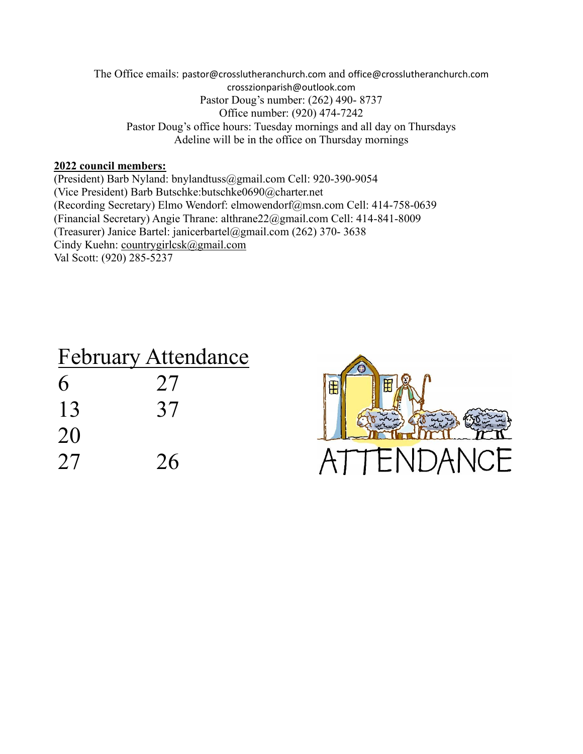The Office emails: pastor@crosslutheranchurch.com and office@crosslutheranchurch.com
crosszionparish@outlook.com
Pastor Doug's number: (262) 490- 8737
Office number: (920) 474-7242
Pastor Doug's office hours: Tuesday mornings and all day on Thursdays
Adeline will be in the office on Thursday mornings

**2022 council members:**

(President) Barb Nyland: bnylandtuss@gmail.com Cell: 920-390-9054
(Vice President) Barb Butschke:butschke0690@charter.net
(Recording Secretary) Elmo Wendorf: elmowendorf@msn.com Cell: 414-758-0639
(Financial Secretary) Angie Thrane: althrane22@gmail.com Cell: 414-841-8009
(Treasurer) Janice Bartel: janicerbartel@gmail.com (262) 370- 3638
Cindy Kuehn: countrygirlcsk@gmail.com
Val Scott: (920) 285-5237

## February Attendance

| | |
|---|---|
| 6 | 27 |
| 13 | 37 |
| 20 | |
| 27 | 26 |

ATTENDANCE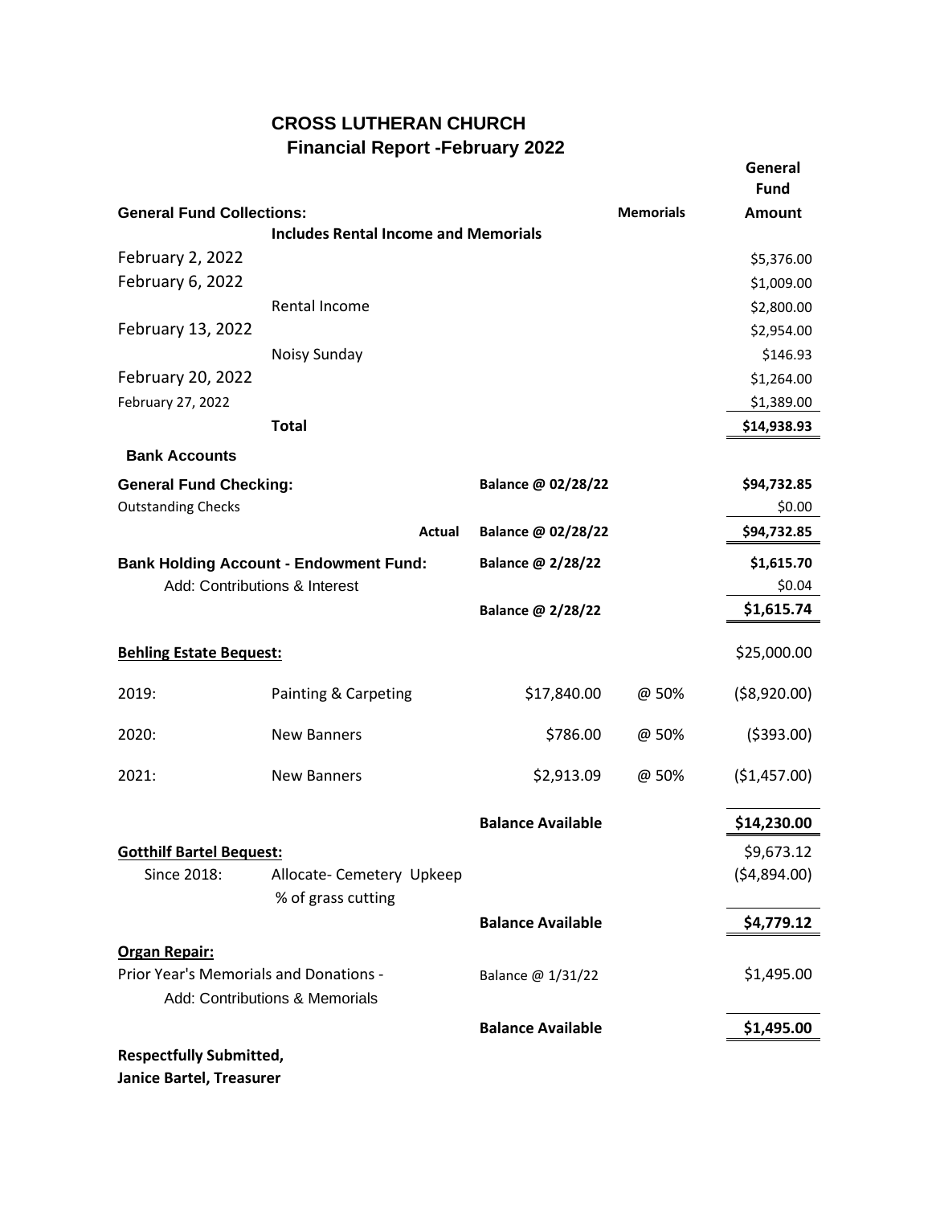# CROSS LUTHERAN CHURCH

## Financial Report -February 2022

| General Fund Collections: | | | Memorials | General Fund Amount |
|---|---|---|---|---|
| | **Includes Rental Income and Memorials** | | | |
| February 2, 2022 | | | | $5,376.00 |
| February 6, 2022 | | | | $1,009.00 |
| | Rental Income | | | $2,800.00 |
| February 13, 2022 | | | | $2,954.00 |
| | Noisy Sunday | | | $146.93 |
| February 20, 2022 | | | | $1,264.00 |
| February 27, 2022 | | | | $1,389.00 |
| | **Total** | | | **$14,938.93** |

**Bank Accounts**

| | | | | |
|---|---|---|---|---|
| **General Fund Checking:** | | **Balance @ 02/28/22** | | **$94,732.85** |
| Outstanding Checks | | | | $0.00 |
| | **Actual** | **Balance @ 02/28/22** | | **$94,732.85** |
| **Bank Holding Account - Endowment Fund:** | | **Balance @ 2/28/22** | | **$1,615.70** |
| Add: Contributions & Interest | | | | $0.04 |
| | | **Balance @ 2/28/22** | | **$1,615.74** |
| **Behling Estate Bequest:** | | | | $25,000.00 |
| 2019: | Painting & Carpeting | $17,840.00 | @ 50% | ($8,920.00) |
| 2020: | New Banners | $786.00 | @ 50% | ($393.00) |
| 2021: | New Banners | $2,913.09 | @ 50% | ($1,457.00) |
| | | **Balance Available** | | **$14,230.00** |
| **Gotthilf Bartel Bequest:** | | | | $9,673.12 |
| Since 2018: | Allocate- Cemetery Upkeep % of grass cutting | | | ($4,894.00) |
| | | **Balance Available** | | **$4,779.12** |
| **Organ Repair:** | | | | |
| Prior Year's Memorials and Donations - | | Balance @ 1/31/22 | | $1,495.00 |
| Add: Contributions & Memorials | | | | |
| | | **Balance Available** | | **$1,495.00** |

**Respectfully Submitted,**
**Janice Bartel, Treasurer**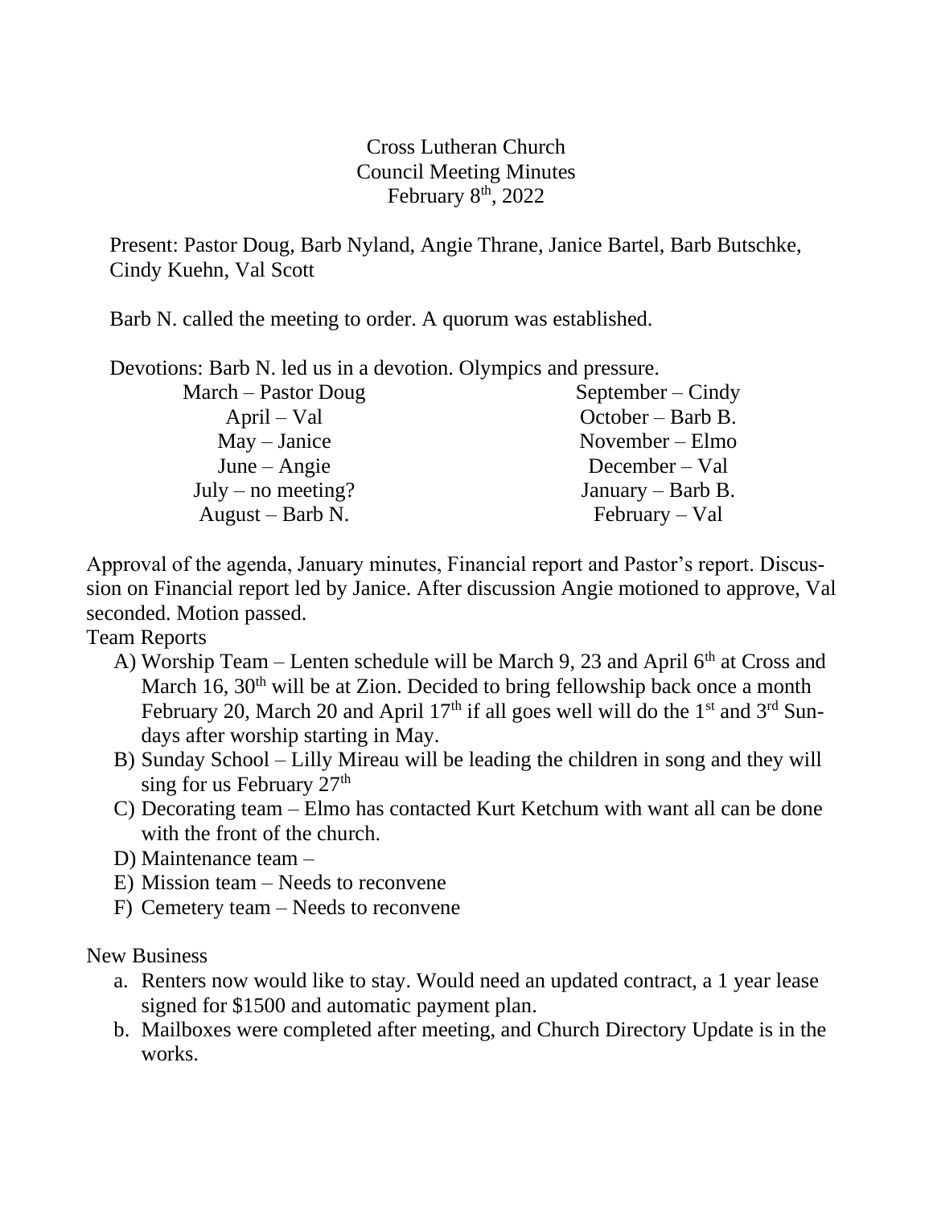Cross Lutheran Church
Council Meeting Minutes
February 8th, 2022

Present: Pastor Doug, Barb Nyland, Angie Thrane, Janice Bartel, Barb Butschke, Cindy Kuehn, Val Scott

Barb N. called the meeting to order. A quorum was established.

Devotions: Barb N. led us in a devotion. Olympics and pressure.

| | |
|---|---|
| March – Pastor Doug | September – Cindy |
| April – Val | October – Barb B. |
| May – Janice | November – Elmo |
| June – Angie | December – Val |
| July – no meeting? | January – Barb B. |
| August – Barb N. | February – Val |

Approval of the agenda, January minutes, Financial report and Pastor's report. Discussion on Financial report led by Janice. After discussion Angie motioned to approve, Val seconded. Motion passed.

Team Reports

A) Worship Team – Lenten schedule will be March 9, 23 and April 6th at Cross and March 16, 30th will be at Zion. Decided to bring fellowship back once a month February 20, March 20 and April 17th if all goes well will do the 1st and 3rd Sundays after worship starting in May.
B) Sunday School – Lilly Mireau will be leading the children in song and they will sing for us February 27th
C) Decorating team – Elmo has contacted Kurt Ketchum with want all can be done with the front of the church.
D) Maintenance team –
E) Mission team – Needs to reconvene
F) Cemetery team – Needs to reconvene

New Business

a. Renters now would like to stay. Would need an updated contract, a 1 year lease signed for $1500 and automatic payment plan.
b. Mailboxes were completed after meeting, and Church Directory Update is in the works.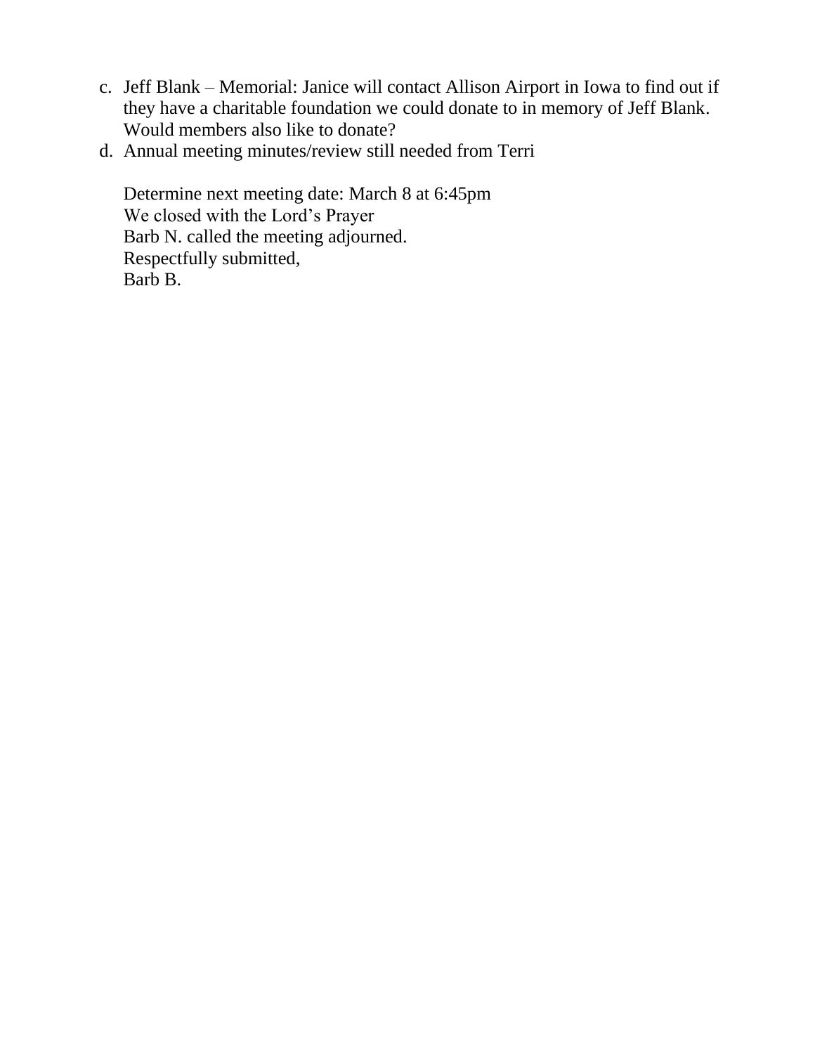c. Jeff Blank – Memorial: Janice will contact Allison Airport in Iowa to find out if they have a charitable foundation we could donate to in memory of Jeff Blank. Would members also like to donate?
d. Annual meeting minutes/review still needed from Terri

Determine next meeting date: March 8 at 6:45pm
We closed with the Lord's Prayer
Barb N. called the meeting adjourned.
Respectfully submitted,
Barb B.